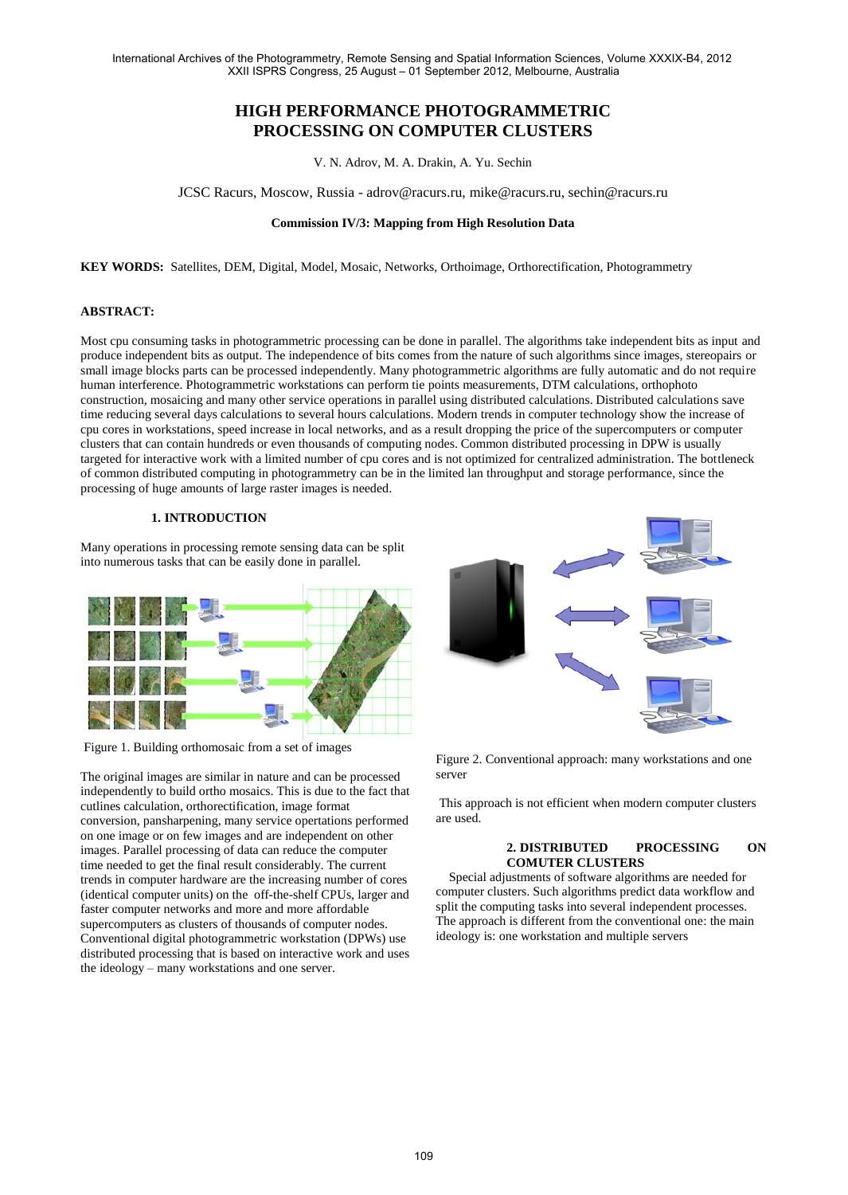# HIGH PERFORMANCE PHOTOGRAMMETRIC PROCESSING ON COMPUTER CLUSTERS

V. N. Adrov, M. A. Drakin, A. Yu. Sechin

JCSC Racurs, Moscow, Russia - adrov@racurs.ru, mike@racurs.ru, sechin@racurs.ru

**Commission IV/3: Mapping from High Resolution Data**

**KEY WORDS:** Satellites, DEM, Digital, Model, Mosaic, Networks, Orthoimage, Orthorectification, Photogrammetry

## ABSTRACT:

Most cpu consuming tasks in photogrammetric processing can be done in parallel. The algorithms take independent bits as input and produce independent bits as output. The independence of bits comes from the nature of such algorithms since images, stereopairs or small image blocks parts can be processed independently. Many photogrammetric algorithms are fully automatic and do not require human interference. Photogrammetric workstations can perform tie points measurements, DTM calculations, orthophoto construction, mosaicing and many other service operations in parallel using distributed calculations. Distributed calculations save time reducing several days calculations to several hours calculations. Modern trends in computer technology show the increase of cpu cores in workstations, speed increase in local networks, and as a result dropping the price of the supercomputers or computer clusters that can contain hundreds or even thousands of computing nodes. Common distributed processing in DPW is usually targeted for interactive work with a limited number of cpu cores and is not optimized for centralized administration. The bottleneck of common distributed computing in photogrammetry can be in the limited lan throughput and storage performance, since the processing of huge amounts of large raster images is needed.

## 1. INTRODUCTION

Many operations in processing remote sensing data can be split into numerous tasks that can be easily done in parallel.

Figure 1. Building orthomosaic from a set of images

The original images are similar in nature and can be processed independently to build ortho mosaics. This is due to the fact that cutlines calculation, orthorectification, image format conversion, pansharpening, many service opertations performed on one image or on few images and are independent on other images. Parallel processing of data can reduce the computer time needed to get the final result considerably. The current trends in computer hardware are the increasing number of cores (identical computer units) on the off-the-shelf CPUs, larger and faster computer networks and more and more affordable supercomputers as clusters of thousands of computer nodes. Conventional digital photogrammetric workstation (DPWs) use distributed processing that is based on interactive work and uses the ideology – many workstations and one server.

Figure 2. Conventional approach: many workstations and one server

This approach is not efficient when modern computer clusters are used.

## 2. DISTRIBUTED PROCESSING ON COMUTER CLUSTERS

Special adjustments of software algorithms are needed for computer clusters. Such algorithms predict data workflow and split the computing tasks into several independent processes. The approach is different from the conventional one: the main ideology is: one workstation and multiple servers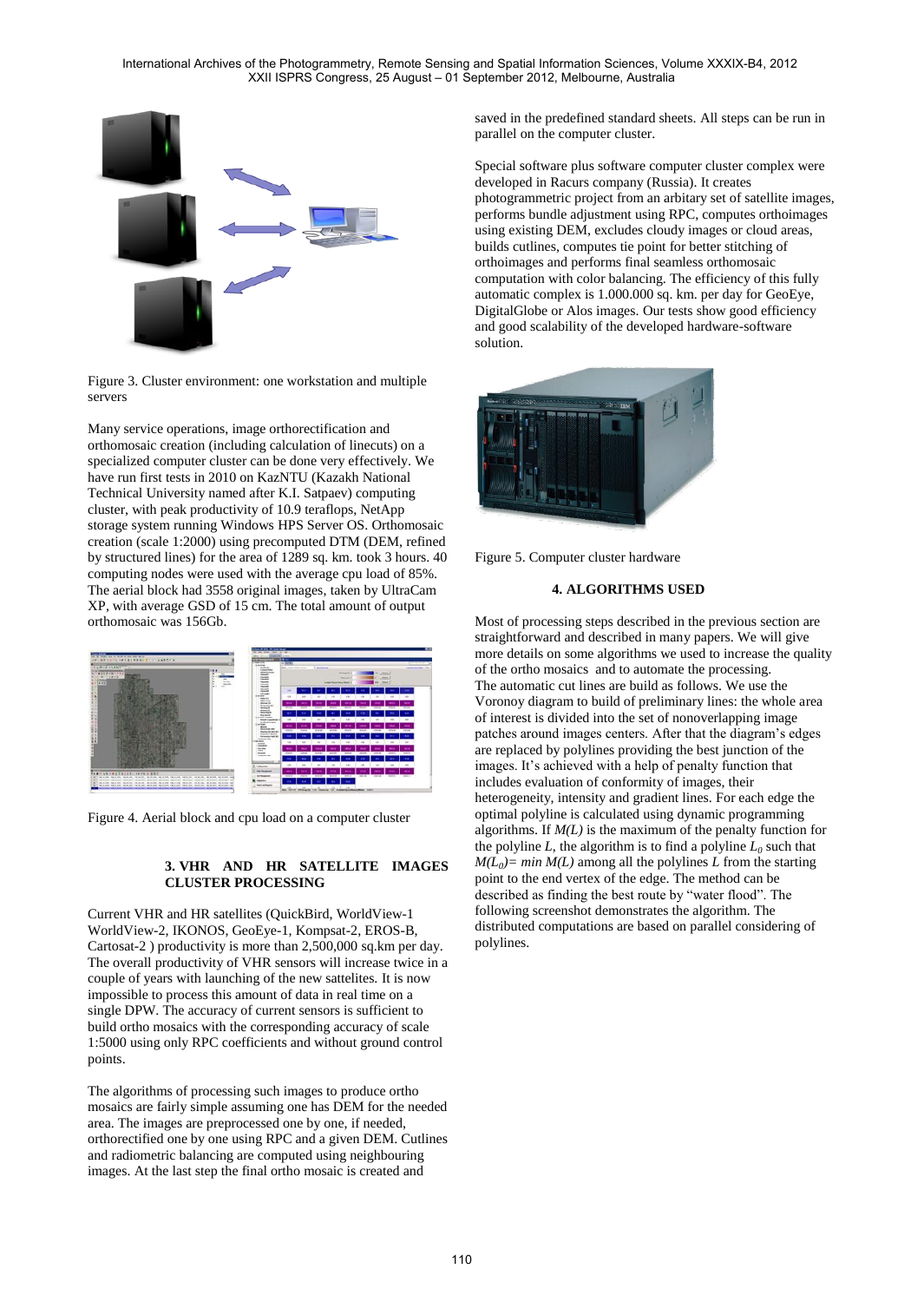Figure 3. Cluster environment: one workstation and multiple servers

Many service operations, image orthorectification and orthomosaic creation (including calculation of linecuts) on a specialized computer cluster can be done very effectively. We have run first tests in 2010 on KazNTU (Kazakh National Technical University named after K.I. Satpaev) computing cluster, with peak productivity of 10.9 teraflops, NetApp storage system running Windows HPS Server OS. Orthomosaic creation (scale 1:2000) using precomputed DTM (DEM, refined by structured lines) for the area of 1289 sq. km. took 3 hours. 40 computing nodes were used with the average cpu load of 85%. The aerial block had 3558 original images, taken by UltraCam XP, with average GSD of 15 cm. The total amount of output orthomosaic was 156Gb.

Figure 4. Aerial block and cpu load on a computer cluster

## 3. VHR AND HR SATELLITE IMAGES CLUSTER PROCESSING

Current VHR and HR satellites (QuickBird, WorldView-1 WorldView-2, IKONOS, GeoEye-1, Kompsat-2, EROS-B, Cartosat-2 ) productivity is more than 2,500,000 sq.km per day. The overall productivity of VHR sensors will increase twice in a couple of years with launching of the new sattelites. It is now impossible to process this amount of data in real time on a single DPW. The accuracy of current sensors is sufficient to build ortho mosaics with the corresponding accuracy of scale 1:5000 using only RPC coefficients and without ground control points.

The algorithms of processing such images to produce ortho mosaics are fairly simple assuming one has DEM for the needed area. The images are preprocessed one by one, if needed, orthorectified one by one using RPC and a given DEM. Cutlines and radiometric balancing are computed using neighbouring images. At the last step the final ortho mosaic is created and saved in the predefined standard sheets. All steps can be run in parallel on the computer cluster.

Special software plus software computer cluster complex were developed in Racurs company (Russia). It creates photogrammetric project from an arbitary set of satellite images, performs bundle adjustment using RPC, computes orthoimages using existing DEM, excludes cloudy images or cloud areas, builds cutlines, computes tie point for better stitching of orthoimages and performs final seamless orthomosaic computation with color balancing. The efficiency of this fully automatic complex is 1.000.000 sq. km. per day for GeoEye, DigitalGlobe or Alos images. Our tests show good efficiency and good scalability of the developed hardware-software solution.

Figure 5. Computer cluster hardware

## 4. ALGORITHMS USED

Most of processing steps described in the previous section are straightforward and described in many papers. We will give more details on some algorithms we used to increase the quality of the ortho mosaics and to automate the processing.
The automatic cut lines are build as follows. We use the Voronoy diagram to build of preliminary lines: the whole area of interest is divided into the set of nonoverlapping image patches around images centers. After that the diagram's edges are replaced by polylines providing the best junction of the images. It's achieved with a help of penalty function that includes evaluation of conformity of images, their heterogeneity, intensity and gradient lines. For each edge the optimal polyline is calculated using dynamic programming algorithms. If $M(L)$ is the maximum of the penalty function for the polyline $L$, the algorithm is to find a polyline $L_0$ such that $M(L_0)= min\ M(L)$ among all the polylines $L$ from the starting point to the end vertex of the edge. The method can be described as finding the best route by "water flood". The following screenshot demonstrates the algorithm. The distributed computations are based on parallel considering of polylines.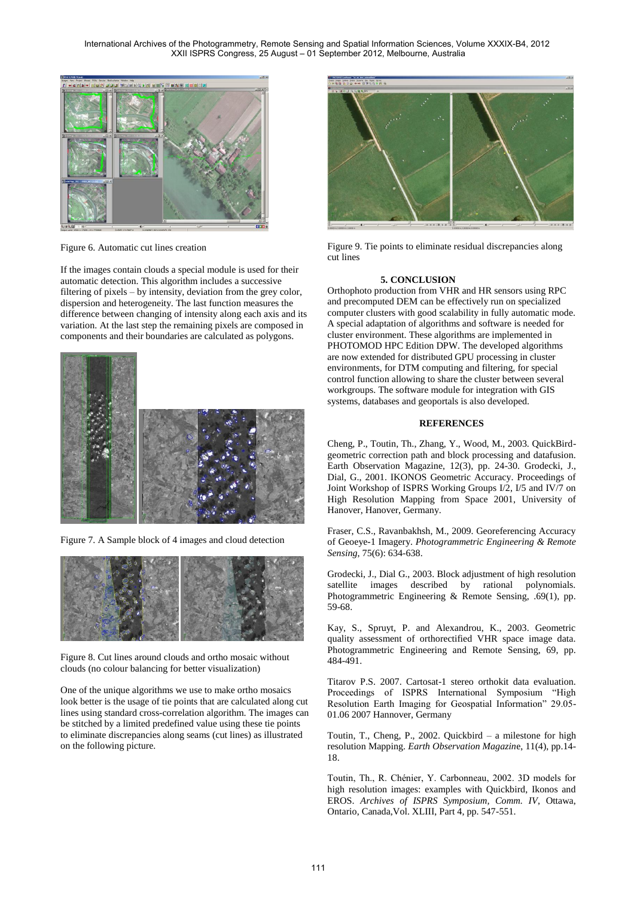Figure 6. Automatic cut lines creation

If the images contain clouds a special module is used for their automatic detection. This algorithm includes a successive filtering of pixels – by intensity, deviation from the grey color, dispersion and heterogeneity. The last function measures the difference between changing of intensity along each axis and its variation. At the last step the remaining pixels are composed in components and their boundaries are calculated as polygons.

Figure 7. A Sample block of 4 images and cloud detection

Figure 8. Cut lines around clouds and ortho mosaic without clouds (no colour balancing for better visualization)

One of the unique algorithms we use to make ortho mosaics look better is the usage of tie points that are calculated along cut lines using standard cross-correlation algorithm. The images can be stitched by a limited predefined value using these tie points to eliminate discrepancies along seams (cut lines) as illustrated on the following picture.

Figure 9. Tie points to eliminate residual discrepancies along cut lines

## 5. CONCLUSION

Orthophoto production from VHR and HR sensors using RPC and precomputed DEM can be effectively run on specialized computer clusters with good scalability in fully automatic mode. A special adaptation of algorithms and software is needed for cluster environment. These algorithms are implemented in PHOTOMOD HPC Edition DPW. The developed algorithms are now extended for distributed GPU processing in cluster environments, for DTM computing and filtering, for special control function allowing to share the cluster between several workgroups. The software module for integration with GIS systems, databases and geoportals is also developed.

## REFERENCES

Cheng, P., Toutin, Th., Zhang, Y., Wood, M., 2003. QuickBird-geometric correction path and block processing and datafusion. Earth Observation Magazine, 12(3), pp. 24-30. Grodecki, J., Dial, G., 2001. IKONOS Geometric Accuracy. Proceedings of Joint Workshop of ISPRS Working Groups I/2, I/5 and IV/7 on High Resolution Mapping from Space 2001, University of Hanover, Hanover, Germany.

Fraser, C.S., Ravanbakhsh, M., 2009. Georeferencing Accuracy of Geoeye-1 Imagery. *Photogrammetric Engineering & Remote Sensing*, 75(6): 634-638.

Grodecki, J., Dial G., 2003. Block adjustment of high resolution satellite images described by rational polynomials. Photogrammetric Engineering & Remote Sensing, .69(1), pp. 59-68.

Kay, S., Spruyt, P. and Alexandrou, K., 2003. Geometric quality assessment of orthorectified VHR space image data. Photogrammetric Engineering and Remote Sensing, 69, pp. 484-491.

Titarov P.S. 2007. Cartosat-1 stereo orthokit data evaluation. Proceedings of ISPRS International Symposium "High Resolution Earth Imaging for Geospatial Information" 29.05-01.06 2007 Hannover, Germany

Toutin, T., Cheng, P., 2002. Quickbird – a milestone for high resolution Mapping. *Earth Observation Magazine*, 11(4), pp.14-18.

Toutin, Th., R. Chénier, Y. Carbonneau, 2002. 3D models for high resolution images: examples with Quickbird, Ikonos and EROS. *Archives of ISPRS Symposium, Comm. IV*, Ottawa, Ontario, Canada,Vol. XLIII, Part 4, pp. 547-551.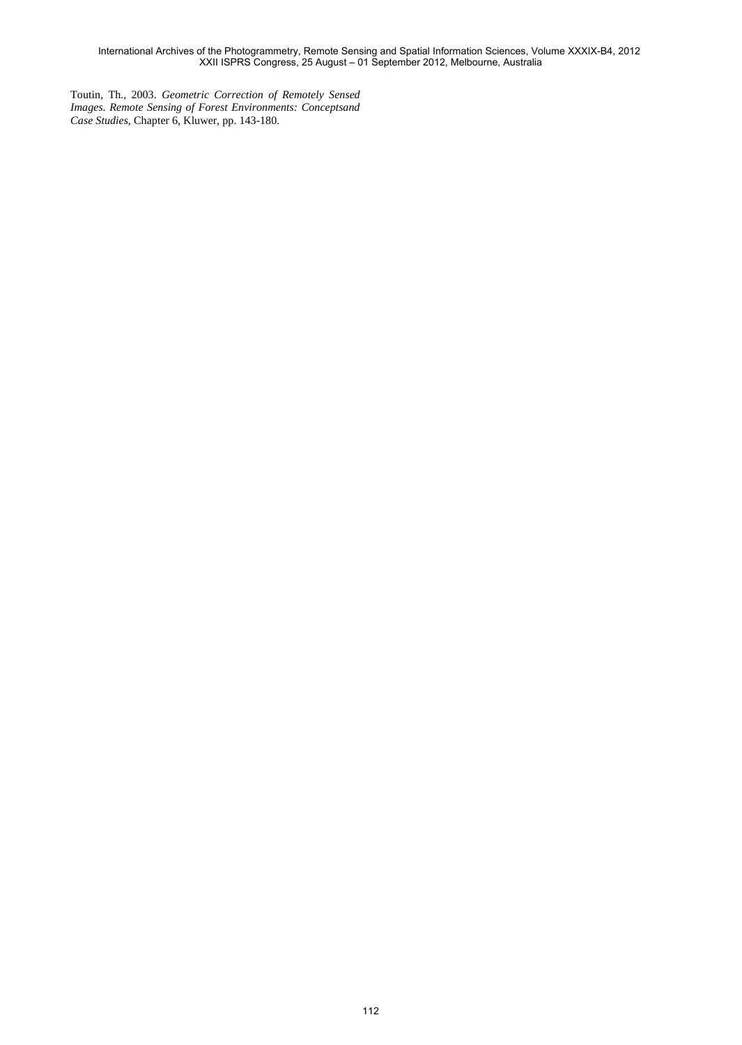Toutin, Th., 2003. *Geometric Correction of Remotely Sensed Images. Remote Sensing of Forest Environments: Conceptsand Case Studies*, Chapter 6, Kluwer, pp. 143-180.